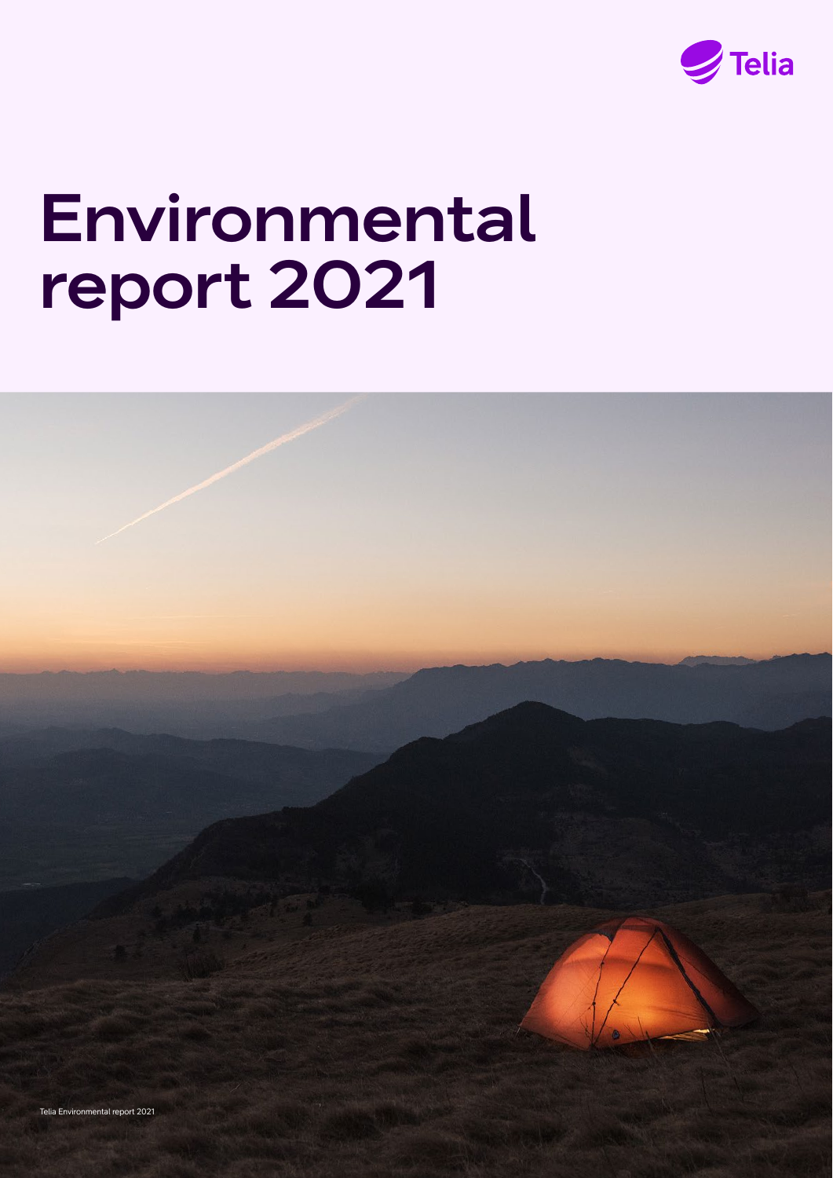Telia

# Environmental report 2021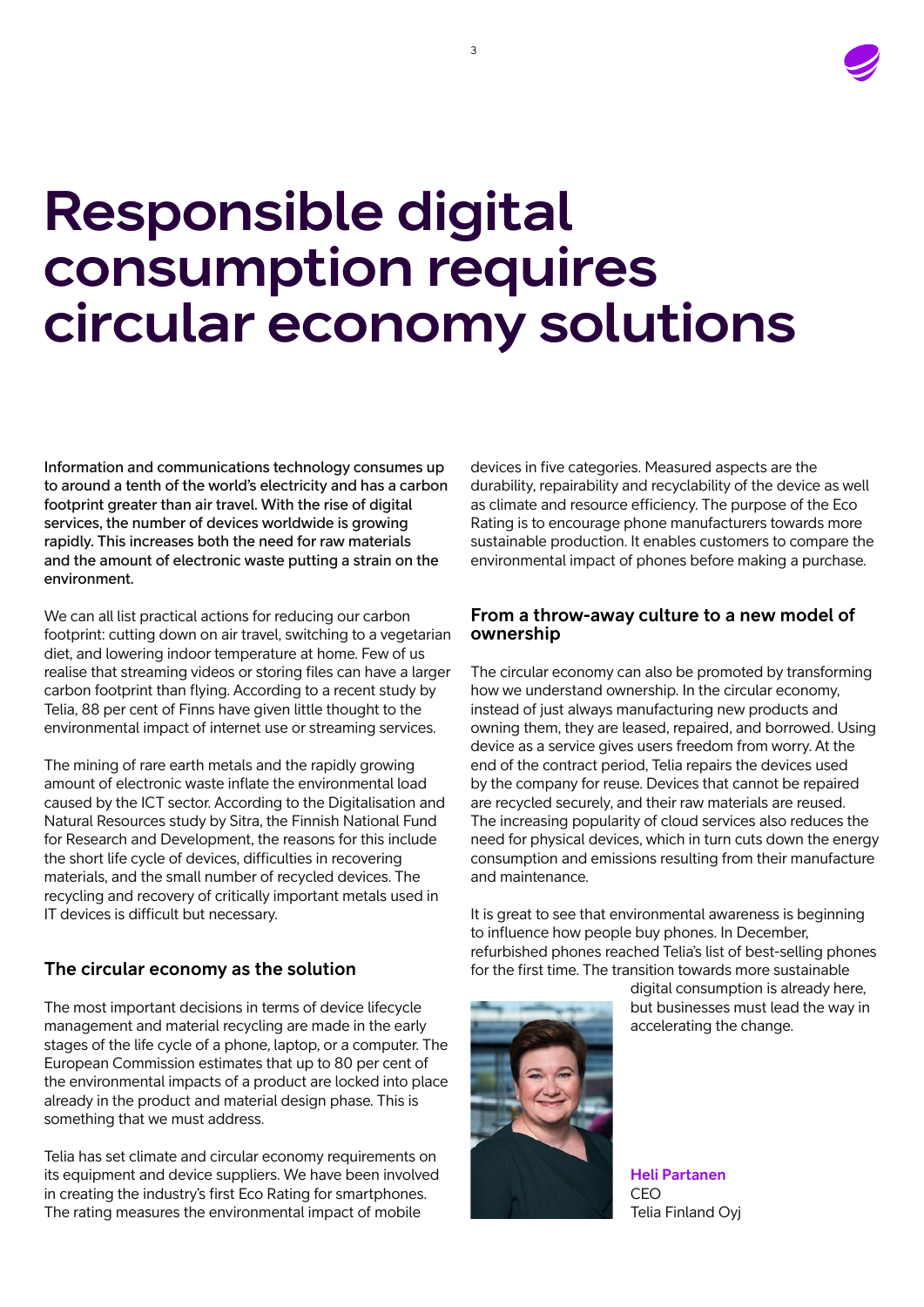# Responsible digital consumption requires circular economy solutions

**Information and communications technology consumes up to around a tenth of the world's electricity and has a carbon footprint greater than air travel. With the rise of digital services, the number of devices worldwide is growing rapidly. This increases both the need for raw materials and the amount of electronic waste putting a strain on the environment.**

We can all list practical actions for reducing our carbon footprint: cutting down on air travel, switching to a vegetarian diet, and lowering indoor temperature at home. Few of us realise that streaming videos or storing files can have a larger carbon footprint than flying. According to a recent study by Telia, 88 per cent of Finns have given little thought to the environmental impact of internet use or streaming services.

The mining of rare earth metals and the rapidly growing amount of electronic waste inflate the environmental load caused by the ICT sector. According to the Digitalisation and Natural Resources study by Sitra, the Finnish National Fund for Research and Development, the reasons for this include the short life cycle of devices, difficulties in recovering materials, and the small number of recycled devices. The recycling and recovery of critically important metals used in IT devices is difficult but necessary.

## The circular economy as the solution

The most important decisions in terms of device lifecycle management and material recycling are made in the early stages of the life cycle of a phone, laptop, or a computer. The European Commission estimates that up to 80 per cent of the environmental impacts of a product are locked into place already in the product and material design phase. This is something that we must address.

Telia has set climate and circular economy requirements on its equipment and device suppliers. We have been involved in creating the industry's first Eco Rating for smartphones. The rating measures the environmental impact of mobile devices in five categories. Measured aspects are the durability, repairability and recyclability of the device as well as climate and resource efficiency. The purpose of the Eco Rating is to encourage phone manufacturers towards more sustainable production. It enables customers to compare the environmental impact of phones before making a purchase.

## From a throw-away culture to a new model of ownership

The circular economy can also be promoted by transforming how we understand ownership. In the circular economy, instead of just always manufacturing new products and owning them, they are leased, repaired, and borrowed. Using device as a service gives users freedom from worry. At the end of the contract period, Telia repairs the devices used by the company for reuse. Devices that cannot be repaired are recycled securely, and their raw materials are reused. The increasing popularity of cloud services also reduces the need for physical devices, which in turn cuts down the energy consumption and emissions resulting from their manufacture and maintenance.

It is great to see that environmental awareness is beginning to influence how people buy phones. In December, refurbished phones reached Telia's list of best-selling phones for the first time. The transition towards more sustainable digital consumption is already here, but businesses must lead the way in accelerating the change.

**Heli Partanen**
CEO
Telia Finland Oyj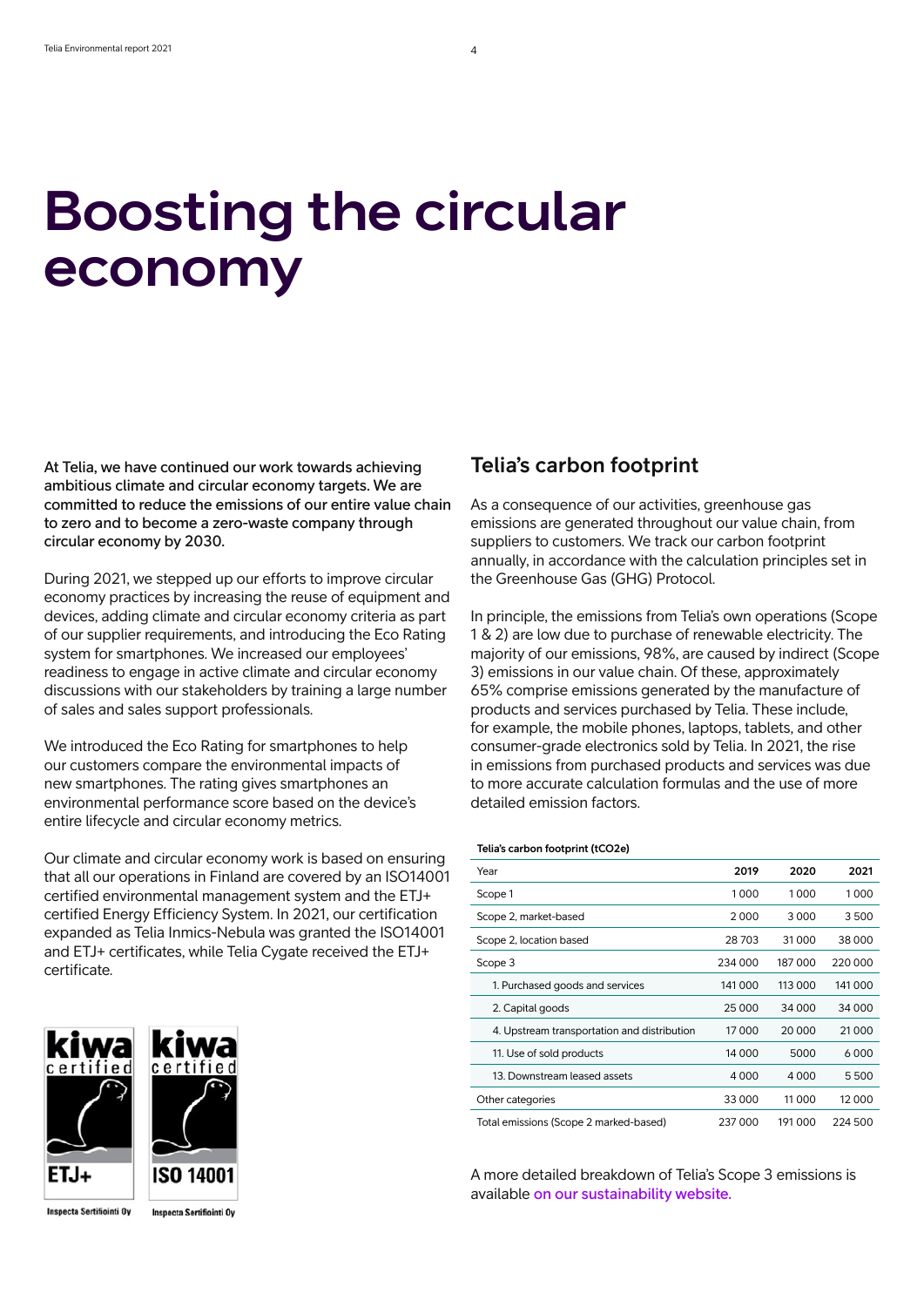# Boosting the circular economy

**At Telia, we have continued our work towards achieving ambitious climate and circular economy targets. We are committed to reduce the emissions of our entire value chain to zero and to become a zero-waste company through circular economy by 2030.**

During 2021, we stepped up our efforts to improve circular economy practices by increasing the reuse of equipment and devices, adding climate and circular economy criteria as part of our supplier requirements, and introducing the Eco Rating system for smartphones. We increased our employees' readiness to engage in active climate and circular economy discussions with our stakeholders by training a large number of sales and sales support professionals.

We introduced the Eco Rating for smartphones to help our customers compare the environmental impacts of new smartphones. The rating gives smartphones an environmental performance score based on the device's entire lifecycle and circular economy metrics.

Our climate and circular economy work is based on ensuring that all our operations in Finland are covered by an ISO14001 certified environmental management system and the ETJ+ certified Energy Efficiency System. In 2021, our certification expanded as Telia Inmics-Nebula was granted the ISO14001 and ETJ+ certificates, while Telia Cygate received the ETJ+ certificate.

kiwa certified ETJ+ Inspecta Sertifiointi Oy

kiwa certified ISO 14001 Inspecta Sertifiointi Oy

## Telia's carbon footprint

As a consequence of our activities, greenhouse gas emissions are generated throughout our value chain, from suppliers to customers. We track our carbon footprint annually, in accordance with the calculation principles set in the Greenhouse Gas (GHG) Protocol.

In principle, the emissions from Telia's own operations (Scope 1 & 2) are low due to purchase of renewable electricity. The majority of our emissions, 98%, are caused by indirect (Scope 3) emissions in our value chain. Of these, approximately 65% comprise emissions generated by the manufacture of products and services purchased by Telia. These include, for example, the mobile phones, laptops, tablets, and other consumer-grade electronics sold by Telia. In 2021, the rise in emissions from purchased products and services was due to more accurate calculation formulas and the use of more detailed emission factors.

**Telia's carbon footprint (tCO2e)**

| Year | 2019 | 2020 | 2021 |
|---|---|---|---|
| Scope 1 | 1 000 | 1 000 | 1 000 |
| Scope 2, market-based | 2 000 | 3 000 | 3 500 |
| Scope 2, location based | 28 703 | 31 000 | 38 000 |
| Scope 3 | 234 000 | 187 000 | 220 000 |
| 1. Purchased goods and services | 141 000 | 113 000 | 141 000 |
| 2. Capital goods | 25 000 | 34 000 | 34 000 |
| 4. Upstream transportation and distribution | 17 000 | 20 000 | 21 000 |
| 11. Use of sold products | 14 000 | 5000 | 6 000 |
| 13. Downstream leased assets | 4 000 | 4 000 | 5 500 |
| Other categories | 33 000 | 11 000 | 12 000 |
| Total emissions (Scope 2 marked-based) | 237 000 | 191 000 | 224 500 |

A more detailed breakdown of Telia's Scope 3 emissions is available on our sustainability website.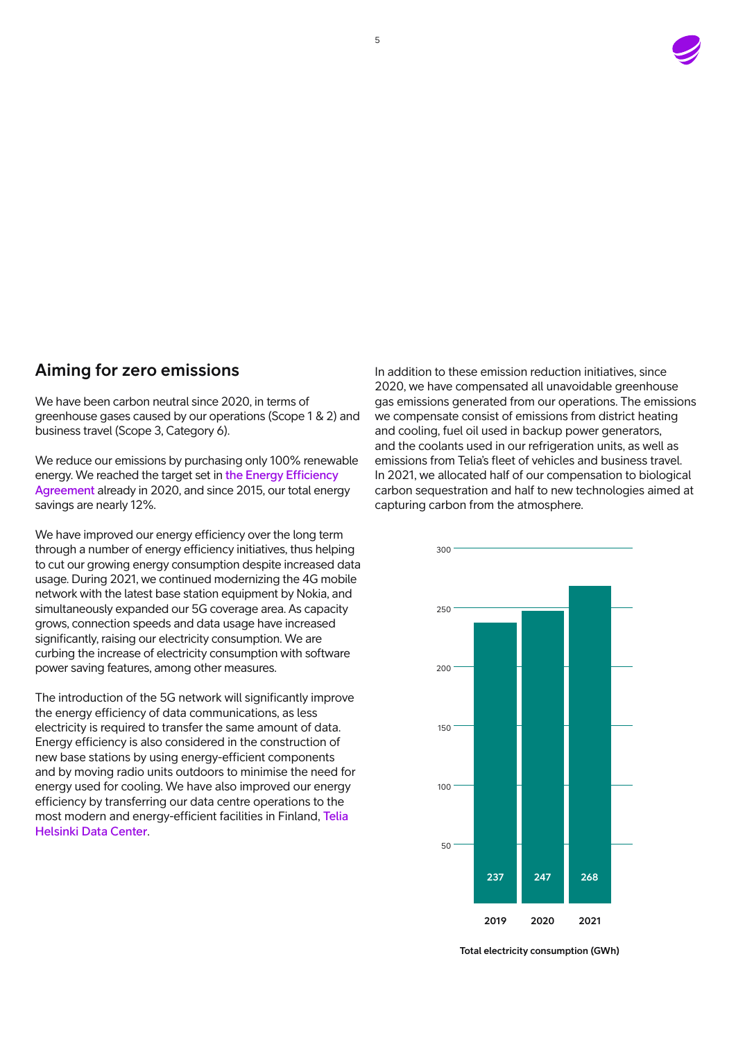## Aiming for zero emissions

We have been carbon neutral since 2020, in terms of greenhouse gases caused by our operations (Scope 1 & 2) and business travel (Scope 3, Category 6).

We reduce our emissions by purchasing only 100% renewable energy. We reached the target set in the Energy Efficiency Agreement already in 2020, and since 2015, our total energy savings are nearly 12%.

We have improved our energy efficiency over the long term through a number of energy efficiency initiatives, thus helping to cut our growing energy consumption despite increased data usage. During 2021, we continued modernizing the 4G mobile network with the latest base station equipment by Nokia, and simultaneously expanded our 5G coverage area. As capacity grows, connection speeds and data usage have increased significantly, raising our electricity consumption. We are curbing the increase of electricity consumption with software power saving features, among other measures.

The introduction of the 5G network will significantly improve the energy efficiency of data communications, as less electricity is required to transfer the same amount of data. Energy efficiency is also considered in the construction of new base stations by using energy-efficient components and by moving radio units outdoors to minimise the need for energy used for cooling. We have also improved our energy efficiency by transferring our data centre operations to the most modern and energy-efficient facilities in Finland, Telia Helsinki Data Center.

In addition to these emission reduction initiatives, since 2020, we have compensated all unavoidable greenhouse gas emissions generated from our operations. The emissions we compensate consist of emissions from district heating and cooling, fuel oil used in backup power generators, and the coolants used in our refrigeration units, as well as emissions from Telia's fleet of vehicles and business travel. In 2021, we allocated half of our compensation to biological carbon sequestration and half to new technologies aimed at capturing carbon from the atmosphere.

| Year | Total electricity consumption (GWh) |
| --- | --- |
| 2019 | 237 |
| 2020 | 247 |
| 2021 | 268 |

Total electricity consumption (GWh)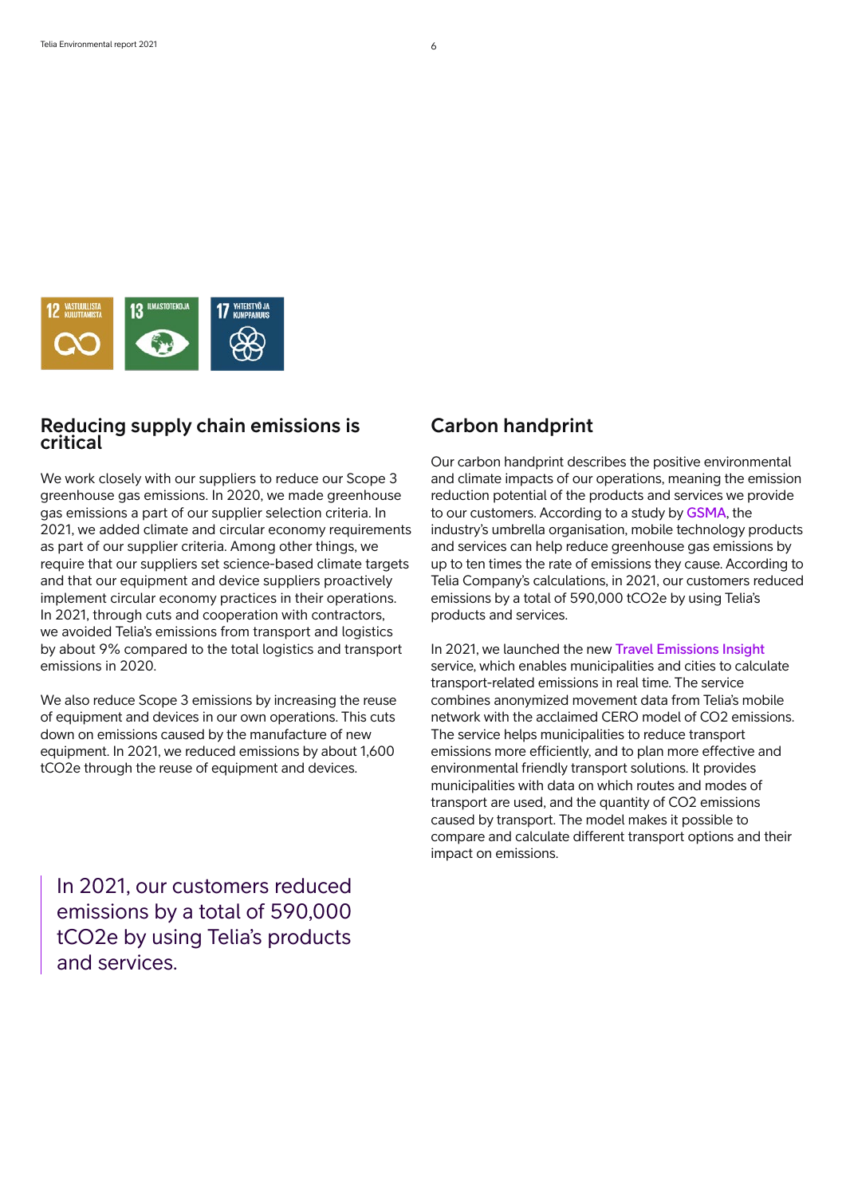## Reducing supply chain emissions is critical

We work closely with our suppliers to reduce our Scope 3 greenhouse gas emissions. In 2020, we made greenhouse gas emissions a part of our supplier selection criteria. In 2021, we added climate and circular economy requirements as part of our supplier criteria. Among other things, we require that our suppliers set science-based climate targets and that our equipment and device suppliers proactively implement circular economy practices in their operations. In 2021, through cuts and cooperation with contractors, we avoided Telia's emissions from transport and logistics by about 9% compared to the total logistics and transport emissions in 2020.

We also reduce Scope 3 emissions by increasing the reuse of equipment and devices in our own operations. This cuts down on emissions caused by the manufacture of new equipment. In 2021, we reduced emissions by about 1,600 $tCO_2e$ through the reuse of equipment and devices.

> In 2021, our customers reduced emissions by a total of 590,000 $tCO_2e$ by using Telia's products and services.

## Carbon handprint

Our carbon handprint describes the positive environmental and climate impacts of our operations, meaning the emission reduction potential of the products and services we provide to our customers. According to a study by GSMA, the industry's umbrella organisation, mobile technology products and services can help reduce greenhouse gas emissions by up to ten times the rate of emissions they cause. According to Telia Company's calculations, in 2021, our customers reduced emissions by a total of 590,000 $tCO_2e$ by using Telia's products and services.

In 2021, we launched the new Travel Emissions Insight service, which enables municipalities and cities to calculate transport-related emissions in real time. The service combines anonymized movement data from Telia's mobile network with the acclaimed CERO model of $CO_2$ emissions. The service helps municipalities to reduce transport emissions more efficiently, and to plan more effective and environmental friendly transport solutions. It provides municipalities with data on which routes and modes of transport are used, and the quantity of $CO_2$ emissions caused by transport. The model makes it possible to compare and calculate different transport options and their impact on emissions.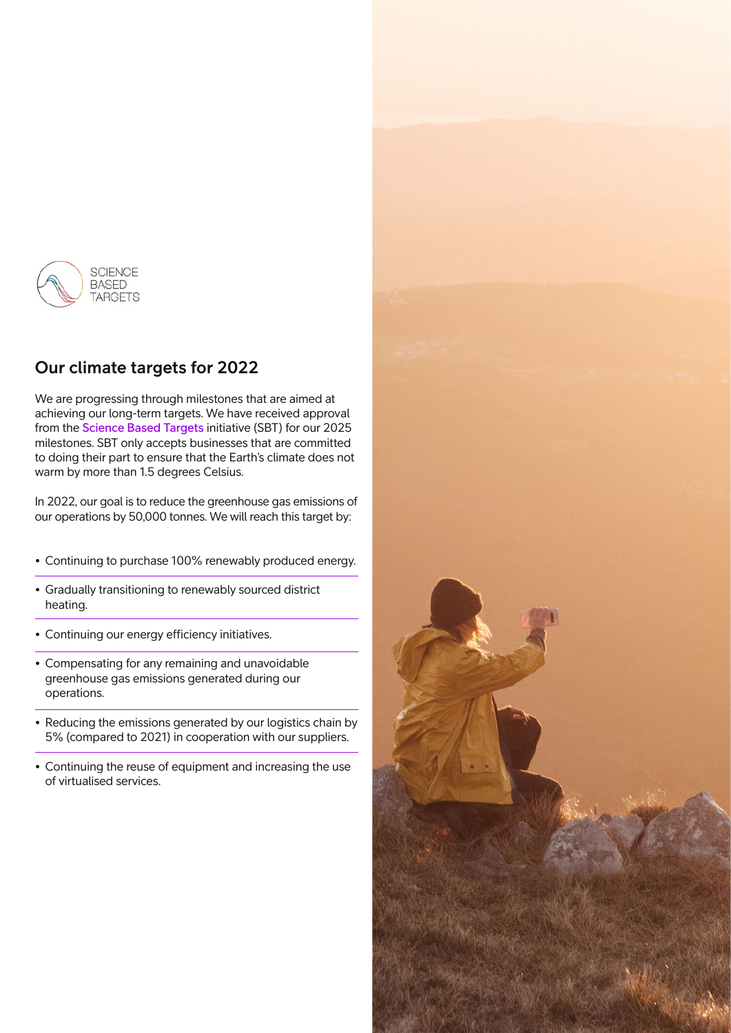SCIENCE BASED TARGETS

## Our climate targets for 2022

We are progressing through milestones that are aimed at achieving our long-term targets. We have received approval from the Science Based Targets initiative (SBT) for our 2025 milestones. SBT only accepts businesses that are committed to doing their part to ensure that the Earth's climate does not warm by more than 1.5 degrees Celsius.

In 2022, our goal is to reduce the greenhouse gas emissions of our operations by 50,000 tonnes. We will reach this target by:

- Continuing to purchase 100% renewably produced energy.
- Gradually transitioning to renewably sourced district heating.
- Continuing our energy efficiency initiatives.
- Compensating for any remaining and unavoidable greenhouse gas emissions generated during our operations.
- Reducing the emissions generated by our logistics chain by 5% (compared to 2021) in cooperation with our suppliers.
- Continuing the reuse of equipment and increasing the use of virtualised services.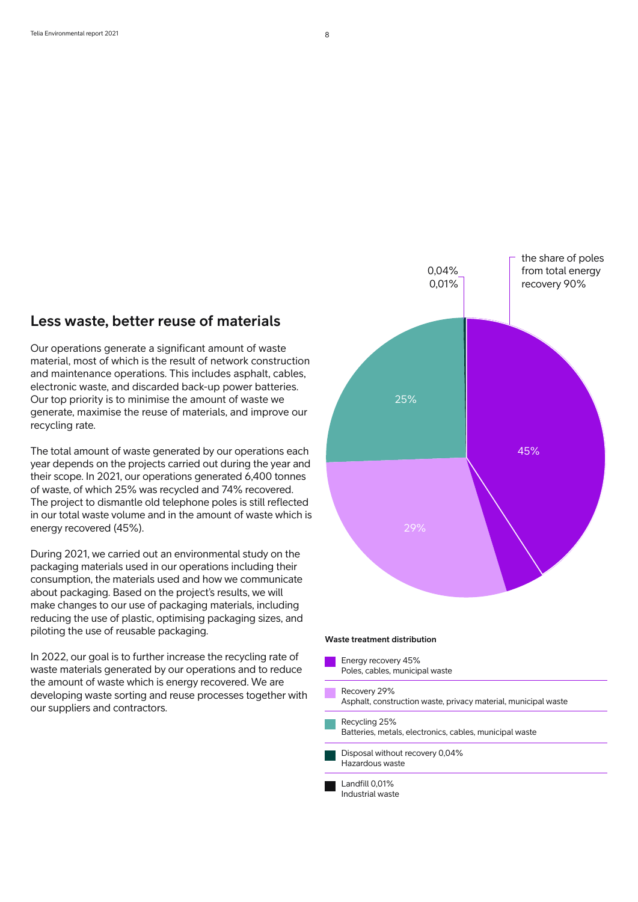## Less waste, better reuse of materials

Our operations generate a significant amount of waste material, most of which is the result of network construction and maintenance operations. This includes asphalt, cables, electronic waste, and discarded back-up power batteries. Our top priority is to minimise the amount of waste we generate, maximise the reuse of materials, and improve our recycling rate.

The total amount of waste generated by our operations each year depends on the projects carried out during the year and their scope. In 2021, our operations generated 6,400 tonnes of waste, of which 25% was recycled and 74% recovered. The project to dismantle old telephone poles is still reflected in our total waste volume and in the amount of waste which is energy recovered (45%).

During 2021, we carried out an environmental study on the packaging materials used in our operations including their consumption, the materials used and how we communicate about packaging. Based on the project's results, we will make changes to our use of packaging materials, including reducing the use of plastic, optimising packaging sizes, and piloting the use of reusable packaging.

In 2022, our goal is to further increase the recycling rate of waste materials generated by our operations and to reduce the amount of waste which is energy recovered. We are developing waste sorting and reuse processes together with our suppliers and contractors.

0,04%
0,01%

the share of poles from total energy recovery 90%

45%

29%

25%

**Waste treatment distribution**

- Energy recovery 45%
  Poles, cables, municipal waste
- Recovery 29%
  Asphalt, construction waste, privacy material, municipal waste
- Recycling 25%
  Batteries, metals, electronics, cables, municipal waste
- Disposal without recovery 0,04%
  Hazardous waste
- Landfill 0,01%
  Industrial waste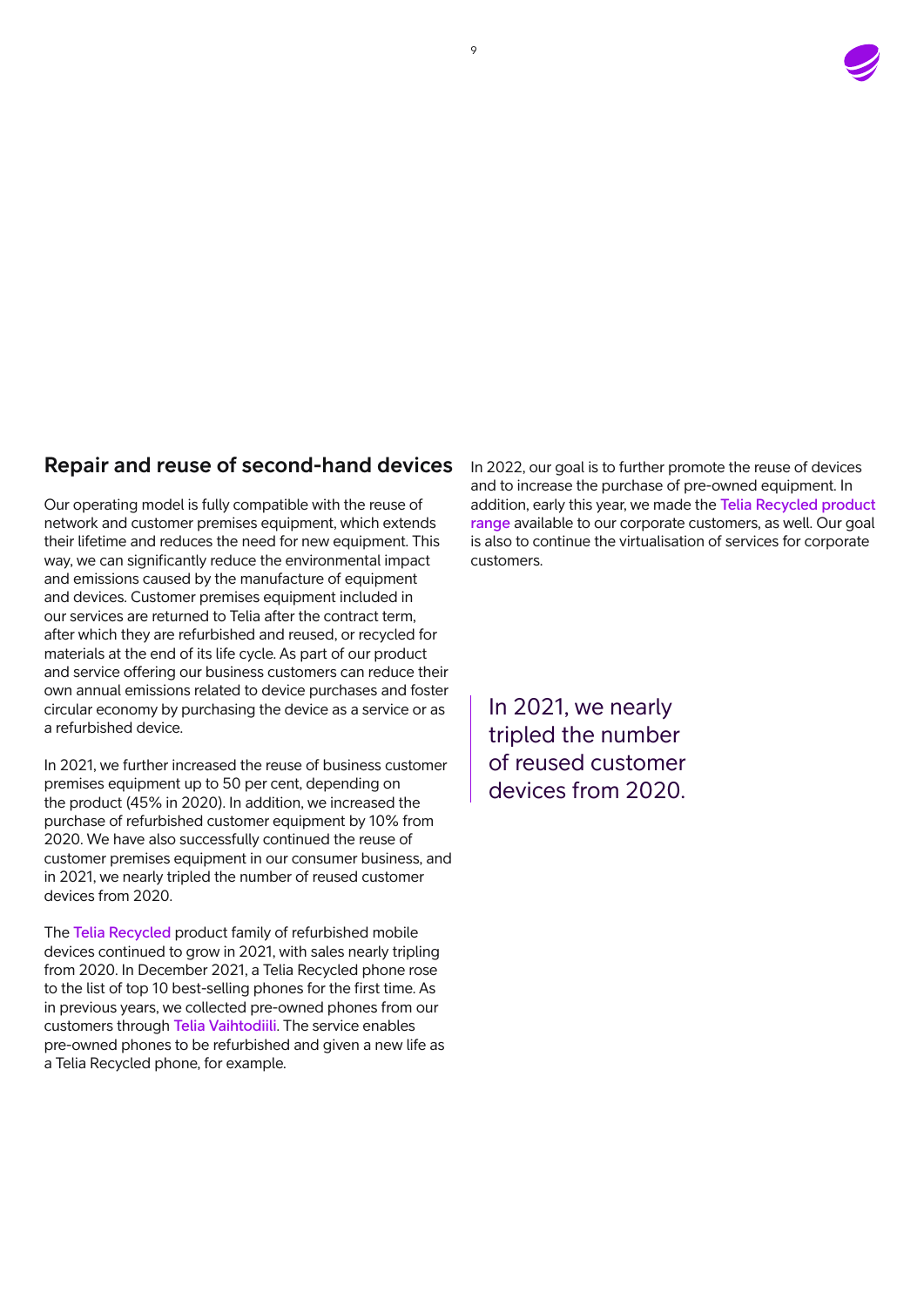## Repair and reuse of second-hand devices

Our operating model is fully compatible with the reuse of network and customer premises equipment, which extends their lifetime and reduces the need for new equipment. This way, we can significantly reduce the environmental impact and emissions caused by the manufacture of equipment and devices. Customer premises equipment included in our services are returned to Telia after the contract term, after which they are refurbished and reused, or recycled for materials at the end of its life cycle. As part of our product and service offering our business customers can reduce their own annual emissions related to device purchases and foster circular economy by purchasing the device as a service or as a refurbished device.

In 2021, we further increased the reuse of business customer premises equipment up to 50 per cent, depending on the product (45% in 2020). In addition, we increased the purchase of refurbished customer equipment by 10% from 2020. We have also successfully continued the reuse of customer premises equipment in our consumer business, and in 2021, we nearly tripled the number of reused customer devices from 2020.

The Telia Recycled product family of refurbished mobile devices continued to grow in 2021, with sales nearly tripling from 2020. In December 2021, a Telia Recycled phone rose to the list of top 10 best-selling phones for the first time. As in previous years, we collected pre-owned phones from our customers through Telia Vaihtodiili. The service enables pre-owned phones to be refurbished and given a new life as a Telia Recycled phone, for example.

In 2022, our goal is to further promote the reuse of devices and to increase the purchase of pre-owned equipment. In addition, early this year, we made the Telia Recycled product range available to our corporate customers, as well. Our goal is also to continue the virtualisation of services for corporate customers.

> In 2021, we nearly tripled the number of reused customer devices from 2020.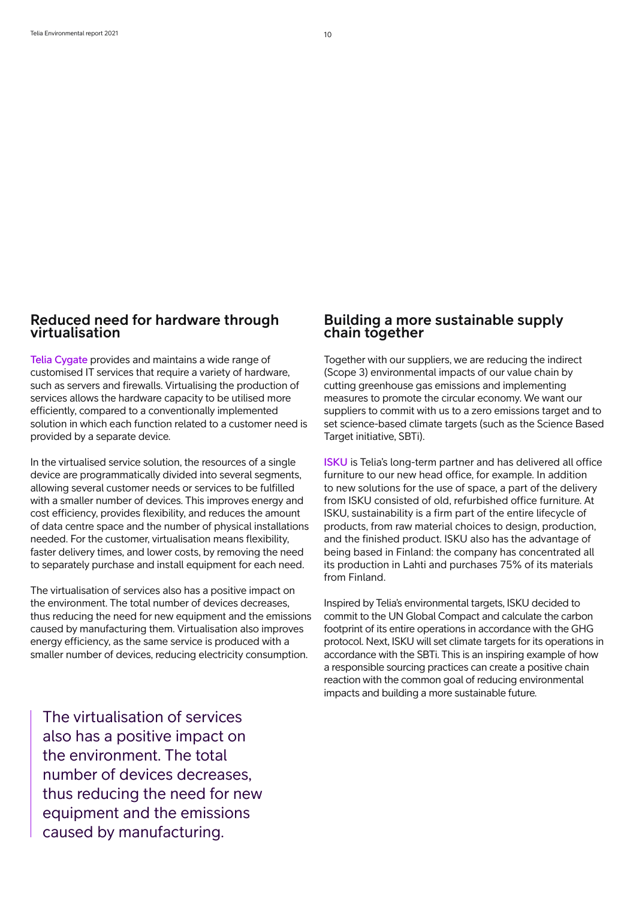## Reduced need for hardware through virtualisation

Telia Cygate provides and maintains a wide range of customised IT services that require a variety of hardware, such as servers and firewalls. Virtualising the production of services allows the hardware capacity to be utilised more efficiently, compared to a conventionally implemented solution in which each function related to a customer need is provided by a separate device.

In the virtualised service solution, the resources of a single device are programmatically divided into several segments, allowing several customer needs or services to be fulfilled with a smaller number of devices. This improves energy and cost efficiency, provides flexibility, and reduces the amount of data centre space and the number of physical installations needed. For the customer, virtualisation means flexibility, faster delivery times, and lower costs, by removing the need to separately purchase and install equipment for each need.

The virtualisation of services also has a positive impact on the environment. The total number of devices decreases, thus reducing the need for new equipment and the emissions caused by manufacturing them. Virtualisation also improves energy efficiency, as the same service is produced with a smaller number of devices, reducing electricity consumption.

> The virtualisation of services also has a positive impact on the environment. The total number of devices decreases, thus reducing the need for new equipment and the emissions caused by manufacturing.

## Building a more sustainable supply chain together

Together with our suppliers, we are reducing the indirect (Scope 3) environmental impacts of our value chain by cutting greenhouse gas emissions and implementing measures to promote the circular economy. We want our suppliers to commit with us to a zero emissions target and to set science-based climate targets (such as the Science Based Target initiative, SBTi).

ISKU is Telia's long-term partner and has delivered all office furniture to our new head office, for example. In addition to new solutions for the use of space, a part of the delivery from ISKU consisted of old, refurbished office furniture. At ISKU, sustainability is a firm part of the entire lifecycle of products, from raw material choices to design, production, and the finished product. ISKU also has the advantage of being based in Finland: the company has concentrated all its production in Lahti and purchases 75% of its materials from Finland.

Inspired by Telia's environmental targets, ISKU decided to commit to the UN Global Compact and calculate the carbon footprint of its entire operations in accordance with the GHG protocol. Next, ISKU will set climate targets for its operations in accordance with the SBTi. This is an inspiring example of how a responsible sourcing practices can create a positive chain reaction with the common goal of reducing environmental impacts and building a more sustainable future.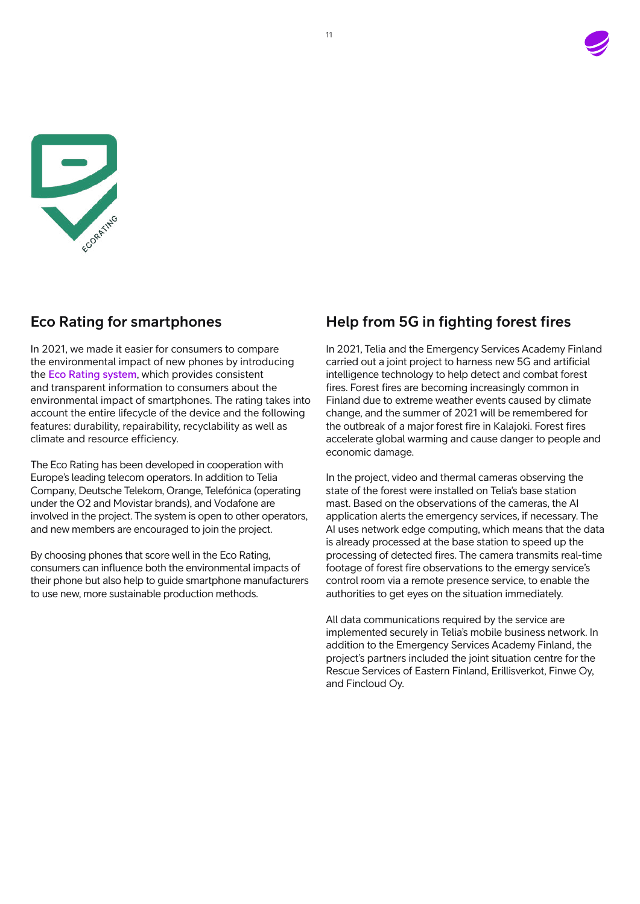## Eco Rating for smartphones

In 2021, we made it easier for consumers to compare the environmental impact of new phones by introducing the Eco Rating system, which provides consistent and transparent information to consumers about the environmental impact of smartphones. The rating takes into account the entire lifecycle of the device and the following features: durability, repairability, recyclability as well as climate and resource efficiency.

The Eco Rating has been developed in cooperation with Europe's leading telecom operators. In addition to Telia Company, Deutsche Telekom, Orange, Telefónica (operating under the O2 and Movistar brands), and Vodafone are involved in the project. The system is open to other operators, and new members are encouraged to join the project.

By choosing phones that score well in the Eco Rating, consumers can influence both the environmental impacts of their phone but also help to guide smartphone manufacturers to use new, more sustainable production methods.

## Help from 5G in fighting forest fires

In 2021, Telia and the Emergency Services Academy Finland carried out a joint project to harness new 5G and artificial intelligence technology to help detect and combat forest fires. Forest fires are becoming increasingly common in Finland due to extreme weather events caused by climate change, and the summer of 2021 will be remembered for the outbreak of a major forest fire in Kalajoki. Forest fires accelerate global warming and cause danger to people and economic damage.

In the project, video and thermal cameras observing the state of the forest were installed on Telia's base station mast. Based on the observations of the cameras, the AI application alerts the emergency services, if necessary. The AI uses network edge computing, which means that the data is already processed at the base station to speed up the processing of detected fires. The camera transmits real-time footage of forest fire observations to the emergy service's control room via a remote presence service, to enable the authorities to get eyes on the situation immediately.

All data communications required by the service are implemented securely in Telia's mobile business network. In addition to the Emergency Services Academy Finland, the project's partners included the joint situation centre for the Rescue Services of Eastern Finland, Erillisverkot, Finwe Oy, and Fincloud Oy.